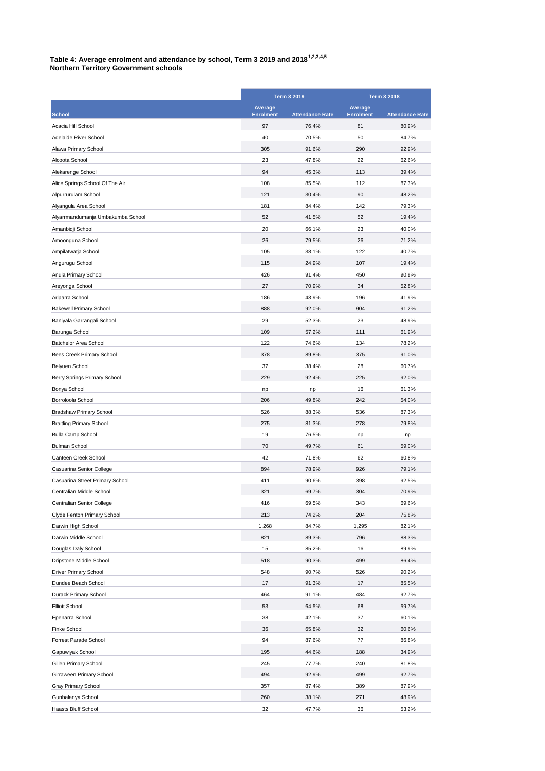**Table 4: Average enrolment and attendance by school, Term 3 2019 and 2018**[1,2,3,4,5]
**Northern Territory Government schools**

| | Term 3 2019 | | Term 3 2018 | |
|---|---|---|---|---|
| School | Average Enrolment | Attendance Rate | Average Enrolment | Attendance Rate |
| Acacia Hill School | 97 | 76.4% | 81 | 80.9% |
| Adelaide River School | 40 | 70.5% | 50 | 84.7% |
| Alawa Primary School | 305 | 91.6% | 290 | 92.9% |
| Alcoota School | 23 | 47.8% | 22 | 62.6% |
| Alekarenge School | 94 | 45.3% | 113 | 39.4% |
| Alice Springs School Of The Air | 108 | 85.5% | 112 | 87.3% |
| Alpurrurulam School | 121 | 30.4% | 90 | 48.2% |
| Alyangula Area School | 181 | 84.4% | 142 | 79.3% |
| Alyarrmandumanja Umbakumba School | 52 | 41.5% | 52 | 19.4% |
| Amanbidji School | 20 | 66.1% | 23 | 40.0% |
| Amoonguna School | 26 | 79.5% | 26 | 71.2% |
| Ampilatwatja School | 105 | 38.1% | 122 | 40.7% |
| Angurugu School | 115 | 24.9% | 107 | 19.4% |
| Anula Primary School | 426 | 91.4% | 450 | 90.9% |
| Areyonga School | 27 | 70.9% | 34 | 52.8% |
| Arlparra School | 186 | 43.9% | 196 | 41.9% |
| Bakewell Primary School | 888 | 92.0% | 904 | 91.2% |
| Baniyala Garrangali School | 29 | 52.3% | 23 | 48.9% |
| Barunga School | 109 | 57.2% | 111 | 61.9% |
| Batchelor Area School | 122 | 74.6% | 134 | 78.2% |
| Bees Creek Primary School | 378 | 89.8% | 375 | 91.0% |
| Belyuen School | 37 | 38.4% | 28 | 60.7% |
| Berry Springs Primary School | 229 | 92.4% | 225 | 92.0% |
| Bonya School | np | np | 16 | 61.3% |
| Borroloola School | 206 | 49.8% | 242 | 54.0% |
| Bradshaw Primary School | 526 | 88.3% | 536 | 87.3% |
| Braitling Primary School | 275 | 81.3% | 278 | 79.8% |
| Bulla Camp School | 19 | 76.5% | np | np |
| Bulman School | 70 | 49.7% | 61 | 59.0% |
| Canteen Creek School | 42 | 71.8% | 62 | 60.8% |
| Casuarina Senior College | 894 | 78.9% | 926 | 79.1% |
| Casuarina Street Primary School | 411 | 90.6% | 398 | 92.5% |
| Centralian Middle School | 321 | 69.7% | 304 | 70.9% |
| Centralian Senior College | 416 | 69.5% | 343 | 69.6% |
| Clyde Fenton Primary School | 213 | 74.2% | 204 | 75.8% |
| Darwin High School | 1,268 | 84.7% | 1,295 | 82.1% |
| Darwin Middle School | 821 | 89.3% | 796 | 88.3% |
| Douglas Daly School | 15 | 85.2% | 16 | 89.9% |
| Dripstone Middle School | 518 | 90.3% | 499 | 86.4% |
| Driver Primary School | 548 | 90.7% | 526 | 90.2% |
| Dundee Beach School | 17 | 91.3% | 17 | 85.5% |
| Durack Primary School | 464 | 91.1% | 484 | 92.7% |
| Elliott School | 53 | 64.5% | 68 | 59.7% |
| Epenarra School | 38 | 42.1% | 37 | 60.1% |
| Finke School | 36 | 65.8% | 32 | 60.6% |
| Forrest Parade School | 94 | 87.6% | 77 | 86.8% |
| Gapuwiyak School | 195 | 44.6% | 188 | 34.9% |
| Gillen Primary School | 245 | 77.7% | 240 | 81.8% |
| Girraween Primary School | 494 | 92.9% | 499 | 92.7% |
| Gray Primary School | 357 | 87.4% | 389 | 87.9% |
| Gunbalanya School | 260 | 38.1% | 271 | 48.9% |
| Haasts Bluff School | 32 | 47.7% | 36 | 53.2% |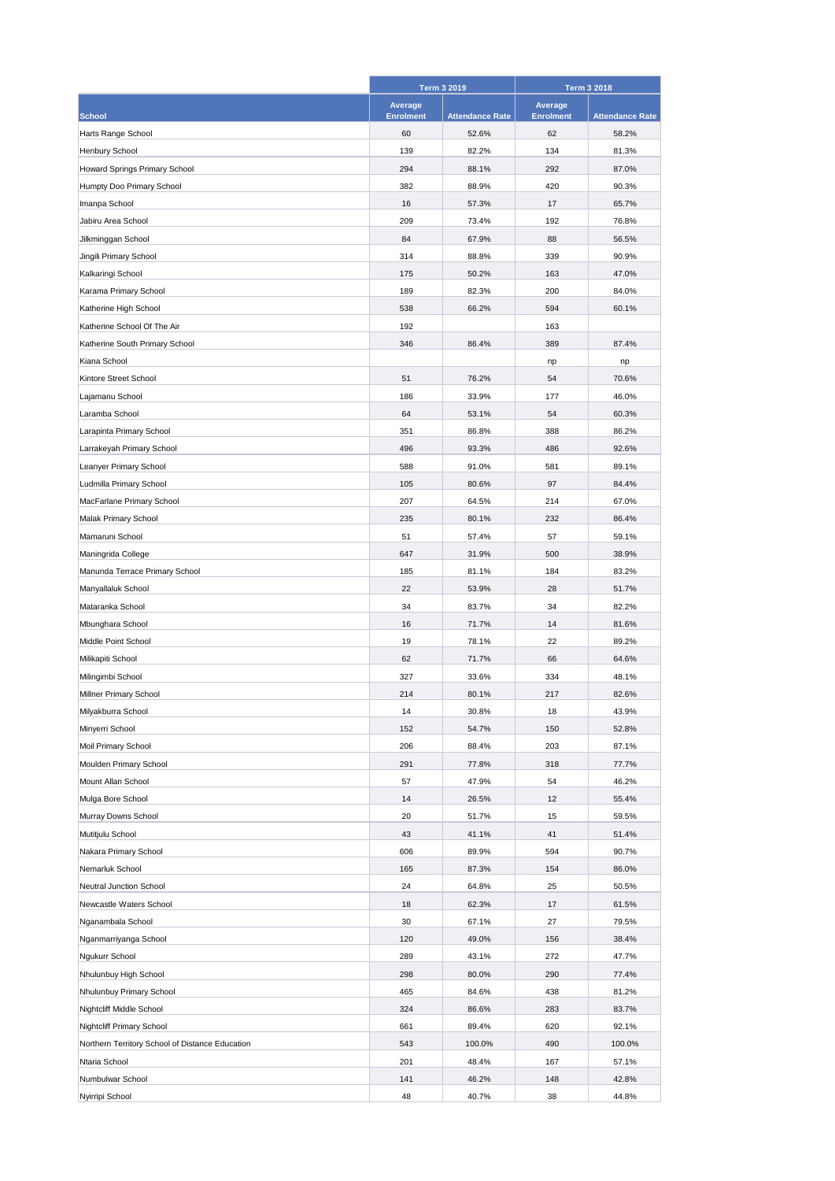| School | Term 3 2019 | | Term 3 2018 | |
|---|---|---|---|---|
| | Average Enrolment | Attendance Rate | Average Enrolment | Attendance Rate |
| Harts Range School | 60 | 52.6% | 62 | 58.2% |
| Henbury School | 139 | 82.2% | 134 | 81.3% |
| Howard Springs Primary School | 294 | 88.1% | 292 | 87.0% |
| Humpty Doo Primary School | 382 | 88.9% | 420 | 90.3% |
| Imanpa School | 16 | 57.3% | 17 | 65.7% |
| Jabiru Area School | 209 | 73.4% | 192 | 76.8% |
| Jilkminggan School | 84 | 67.9% | 88 | 56.5% |
| Jingili Primary School | 314 | 88.8% | 339 | 90.9% |
| Kalkaringi School | 175 | 50.2% | 163 | 47.0% |
| Karama Primary School | 189 | 82.3% | 200 | 84.0% |
| Katherine High School | 538 | 66.2% | 594 | 60.1% |
| Katherine School Of The Air | 192 | | 163 | |
| Katherine South Primary School | 346 | 86.4% | 389 | 87.4% |
| Kiana School | | | np | np |
| Kintore Street School | 51 | 76.2% | 54 | 70.6% |
| Lajamanu School | 186 | 33.9% | 177 | 46.0% |
| Laramba School | 64 | 53.1% | 54 | 60.3% |
| Larapinta Primary School | 351 | 86.8% | 388 | 86.2% |
| Larrakeyah Primary School | 496 | 93.3% | 486 | 92.6% |
| Leanyer Primary School | 588 | 91.0% | 581 | 89.1% |
| Ludmilla Primary School | 105 | 80.6% | 97 | 84.4% |
| MacFarlane Primary School | 207 | 64.5% | 214 | 67.0% |
| Malak Primary School | 235 | 80.1% | 232 | 86.4% |
| Mamaruni School | 51 | 57.4% | 57 | 59.1% |
| Maningrida College | 647 | 31.9% | 500 | 38.9% |
| Manunda Terrace Primary School | 185 | 81.1% | 184 | 83.2% |
| Manyallaluk School | 22 | 53.9% | 28 | 51.7% |
| Mataranka School | 34 | 83.7% | 34 | 82.2% |
| Mbunghara School | 16 | 71.7% | 14 | 81.6% |
| Middle Point School | 19 | 78.1% | 22 | 89.2% |
| Milikapiti School | 62 | 71.7% | 66 | 64.6% |
| Milingimbi School | 327 | 33.6% | 334 | 48.1% |
| Millner Primary School | 214 | 80.1% | 217 | 82.6% |
| Milyakburra School | 14 | 30.8% | 18 | 43.9% |
| Minyerri School | 152 | 54.7% | 150 | 52.8% |
| Moil Primary School | 206 | 88.4% | 203 | 87.1% |
| Moulden Primary School | 291 | 77.8% | 318 | 77.7% |
| Mount Allan School | 57 | 47.9% | 54 | 46.2% |
| Mulga Bore School | 14 | 26.5% | 12 | 55.4% |
| Murray Downs School | 20 | 51.7% | 15 | 59.5% |
| Mutitjulu School | 43 | 41.1% | 41 | 51.4% |
| Nakara Primary School | 606 | 89.9% | 594 | 90.7% |
| Nemarluk School | 165 | 87.3% | 154 | 86.0% |
| Neutral Junction School | 24 | 64.8% | 25 | 50.5% |
| Newcastle Waters School | 18 | 62.3% | 17 | 61.5% |
| Nganambala School | 30 | 67.1% | 27 | 79.5% |
| Nganmarriyanga School | 120 | 49.0% | 156 | 38.4% |
| Ngukurr School | 289 | 43.1% | 272 | 47.7% |
| Nhulunbuy High School | 298 | 80.0% | 290 | 77.4% |
| Nhulunbuy Primary School | 465 | 84.6% | 438 | 81.2% |
| Nightcliff Middle School | 324 | 86.6% | 283 | 83.7% |
| Nightcliff Primary School | 661 | 89.4% | 620 | 92.1% |
| Northern Territory School of Distance Education | 543 | 100.0% | 490 | 100.0% |
| Ntaria School | 201 | 48.4% | 167 | 57.1% |
| Numbulwar School | 141 | 46.2% | 148 | 42.8% |
| Nyirripi School | 48 | 40.7% | 38 | 44.8% |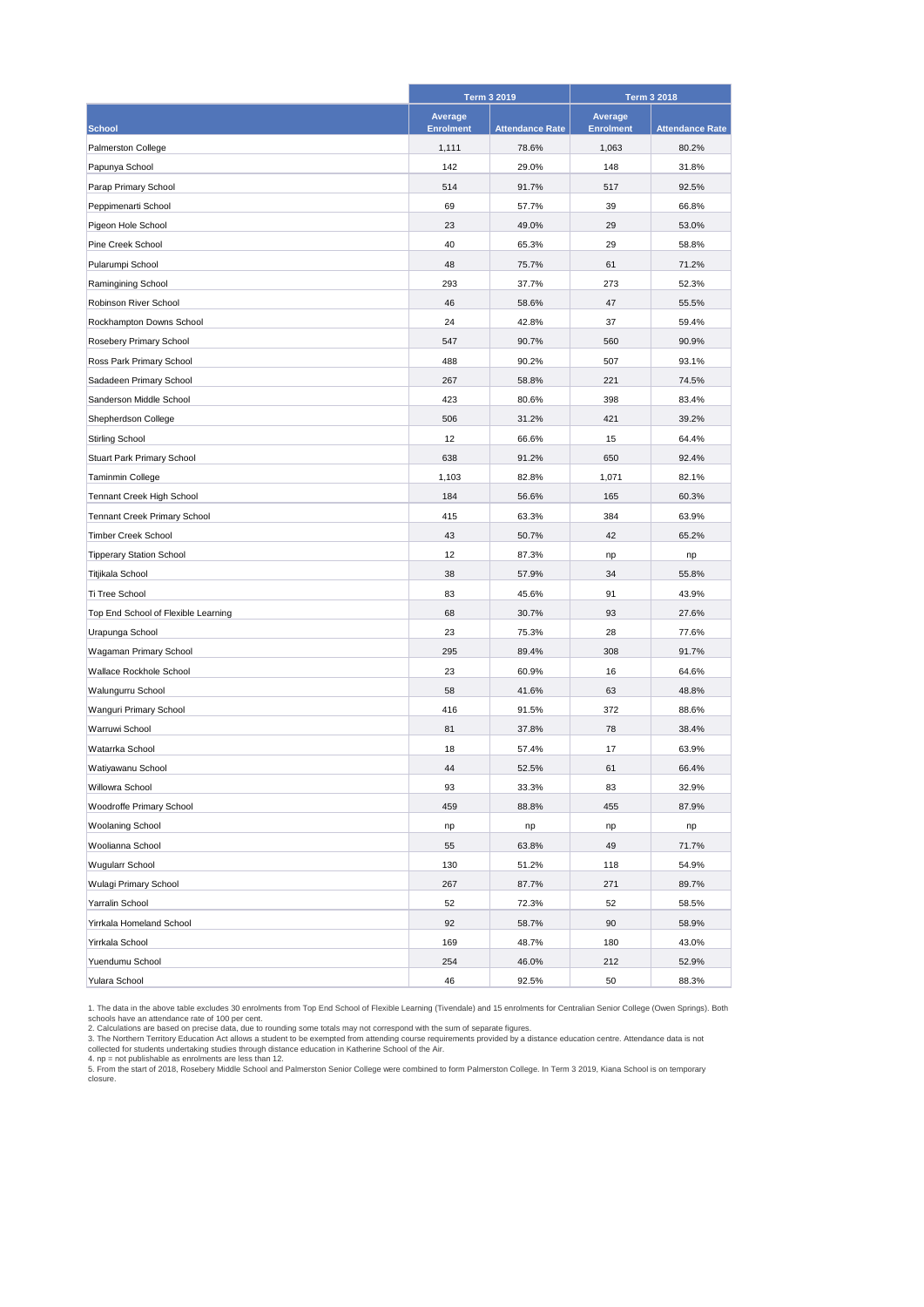| School | Term 3 2019 | | Term 3 2018 | |
|---|---|---|---|---|
| | Average Enrolment | Attendance Rate | Average Enrolment | Attendance Rate |
| Palmerston College | 1,111 | 78.6% | 1,063 | 80.2% |
| Papunya School | 142 | 29.0% | 148 | 31.8% |
| Parap Primary School | 514 | 91.7% | 517 | 92.5% |
| Peppimenarti School | 69 | 57.7% | 39 | 66.8% |
| Pigeon Hole School | 23 | 49.0% | 29 | 53.0% |
| Pine Creek School | 40 | 65.3% | 29 | 58.8% |
| Pularumpi School | 48 | 75.7% | 61 | 71.2% |
| Ramingining School | 293 | 37.7% | 273 | 52.3% |
| Robinson River School | 46 | 58.6% | 47 | 55.5% |
| Rockhampton Downs School | 24 | 42.8% | 37 | 59.4% |
| Rosebery Primary School | 547 | 90.7% | 560 | 90.9% |
| Ross Park Primary School | 488 | 90.2% | 507 | 93.1% |
| Sadadeen Primary School | 267 | 58.8% | 221 | 74.5% |
| Sanderson Middle School | 423 | 80.6% | 398 | 83.4% |
| Shepherdson College | 506 | 31.2% | 421 | 39.2% |
| Stirling School | 12 | 66.6% | 15 | 64.4% |
| Stuart Park Primary School | 638 | 91.2% | 650 | 92.4% |
| Taminmin College | 1,103 | 82.8% | 1,071 | 82.1% |
| Tennant Creek High School | 184 | 56.6% | 165 | 60.3% |
| Tennant Creek Primary School | 415 | 63.3% | 384 | 63.9% |
| Timber Creek School | 43 | 50.7% | 42 | 65.2% |
| Tipperary Station School | 12 | 87.3% | np | np |
| Titjikala School | 38 | 57.9% | 34 | 55.8% |
| Ti Tree School | 83 | 45.6% | 91 | 43.9% |
| Top End School of Flexible Learning | 68 | 30.7% | 93 | 27.6% |
| Urapunga School | 23 | 75.3% | 28 | 77.6% |
| Wagaman Primary School | 295 | 89.4% | 308 | 91.7% |
| Wallace Rockhole School | 23 | 60.9% | 16 | 64.6% |
| Walungurru School | 58 | 41.6% | 63 | 48.8% |
| Wanguri Primary School | 416 | 91.5% | 372 | 88.6% |
| Warruwi School | 81 | 37.8% | 78 | 38.4% |
| Watarrka School | 18 | 57.4% | 17 | 63.9% |
| Watiyawanu School | 44 | 52.5% | 61 | 66.4% |
| Willowra School | 93 | 33.3% | 83 | 32.9% |
| Woodroffe Primary School | 459 | 88.8% | 455 | 87.9% |
| Woolaning School | np | np | np | np |
| Woolianna School | 55 | 63.8% | 49 | 71.7% |
| Wugularr School | 130 | 51.2% | 118 | 54.9% |
| Wulagi Primary School | 267 | 87.7% | 271 | 89.7% |
| Yarralin School | 52 | 72.3% | 52 | 58.5% |
| Yirrkala Homeland School | 92 | 58.7% | 90 | 58.9% |
| Yirrkala School | 169 | 48.7% | 180 | 43.0% |
| Yuendumu School | 254 | 46.0% | 212 | 52.9% |
| Yulara School | 46 | 92.5% | 50 | 88.3% |

1. The data in the above table excludes 30 enrolments from Top End School of Flexible Learning (Tivendale) and 15 enrolments for Centralian Senior College (Owen Springs). Both schools have an attendance rate of 100 per cent.
2. Calculations are based on precise data, due to rounding some totals may not correspond with the sum of separate figures.
3. The Northern Territory Education Act allows a student to be exempted from attending course requirements provided by a distance education centre. Attendance data is not collected for students undertaking studies through distance education in Katherine School of the Air.
4. np = not publishable as enrolments are less than 12.
5. From the start of 2018, Rosebery Middle School and Palmerston Senior College were combined to form Palmerston College. In Term 3 2019, Kiana School is on temporary closure.